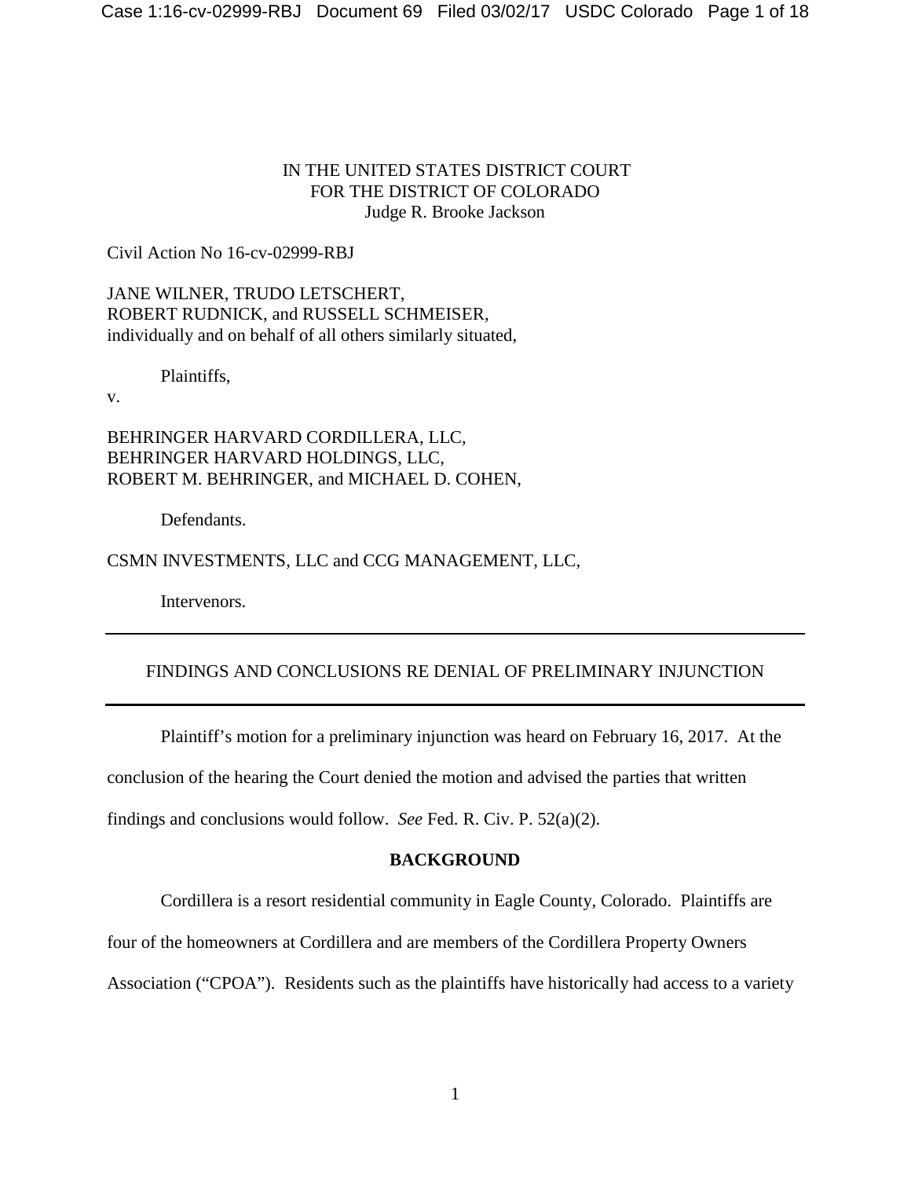IN THE UNITED STATES DISTRICT COURT
FOR THE DISTRICT OF COLORADO
Judge R. Brooke Jackson

Civil Action No 16-cv-02999-RBJ

JANE WILNER, TRUDO LETSCHERT,
ROBERT RUDNICK, and RUSSELL SCHMEISER,
individually and on behalf of all others similarly situated,

Plaintiffs,

v.

BEHRINGER HARVARD CORDILLERA, LLC,
BEHRINGER HARVARD HOLDINGS, LLC,
ROBERT M. BEHRINGER, and MICHAEL D. COHEN,

Defendants.

CSMN INVESTMENTS, LLC and CCG MANAGEMENT, LLC,

Intervenors.

---

FINDINGS AND CONCLUSIONS RE DENIAL OF PRELIMINARY INJUNCTION

---

Plaintiff's motion for a preliminary injunction was heard on February 16, 2017. At the conclusion of the hearing the Court denied the motion and advised the parties that written findings and conclusions would follow. *See* Fed. R. Civ. P. 52(a)(2).

## BACKGROUND

Cordillera is a resort residential community in Eagle County, Colorado. Plaintiffs are four of the homeowners at Cordillera and are members of the Cordillera Property Owners Association ("CPOA"). Residents such as the plaintiffs have historically had access to a variety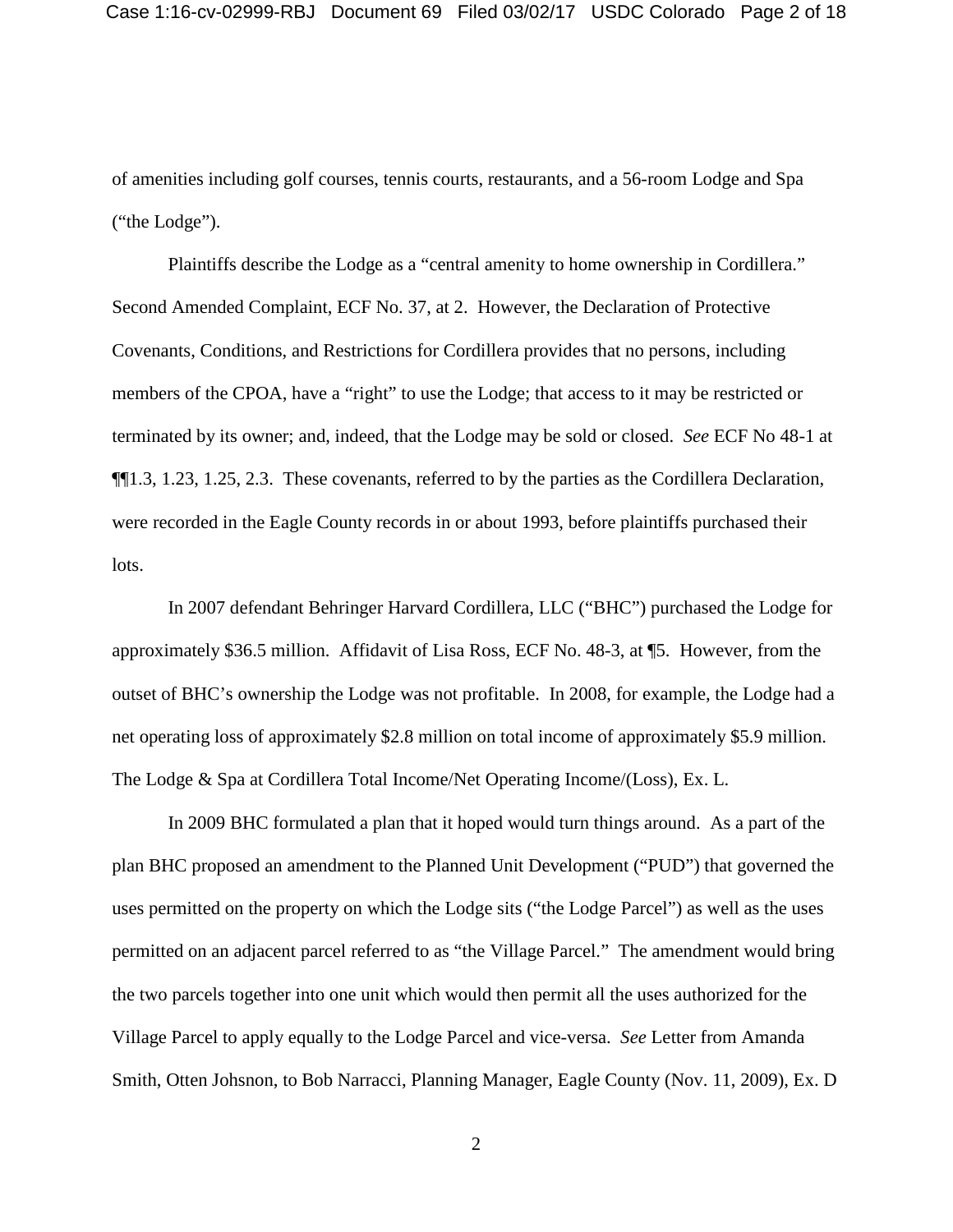of amenities including golf courses, tennis courts, restaurants, and a 56-room Lodge and Spa ("the Lodge").

Plaintiffs describe the Lodge as a "central amenity to home ownership in Cordillera." Second Amended Complaint, ECF No. 37, at 2. However, the Declaration of Protective Covenants, Conditions, and Restrictions for Cordillera provides that no persons, including members of the CPOA, have a "right" to use the Lodge; that access to it may be restricted or terminated by its owner; and, indeed, that the Lodge may be sold or closed. *See* ECF No 48-1 at ¶¶1.3, 1.23, 1.25, 2.3. These covenants, referred to by the parties as the Cordillera Declaration, were recorded in the Eagle County records in or about 1993, before plaintiffs purchased their lots.

In 2007 defendant Behringer Harvard Cordillera, LLC ("BHC") purchased the Lodge for approximately $36.5 million. Affidavit of Lisa Ross, ECF No. 48-3, at ¶5. However, from the outset of BHC's ownership the Lodge was not profitable. In 2008, for example, the Lodge had a net operating loss of approximately $2.8 million on total income of approximately $5.9 million. The Lodge & Spa at Cordillera Total Income/Net Operating Income/(Loss), Ex. L.

In 2009 BHC formulated a plan that it hoped would turn things around. As a part of the plan BHC proposed an amendment to the Planned Unit Development ("PUD") that governed the uses permitted on the property on which the Lodge sits ("the Lodge Parcel") as well as the uses permitted on an adjacent parcel referred to as "the Village Parcel." The amendment would bring the two parcels together into one unit which would then permit all the uses authorized for the Village Parcel to apply equally to the Lodge Parcel and vice-versa. *See* Letter from Amanda Smith, Otten Johsnon, to Bob Narracci, Planning Manager, Eagle County (Nov. 11, 2009), Ex. D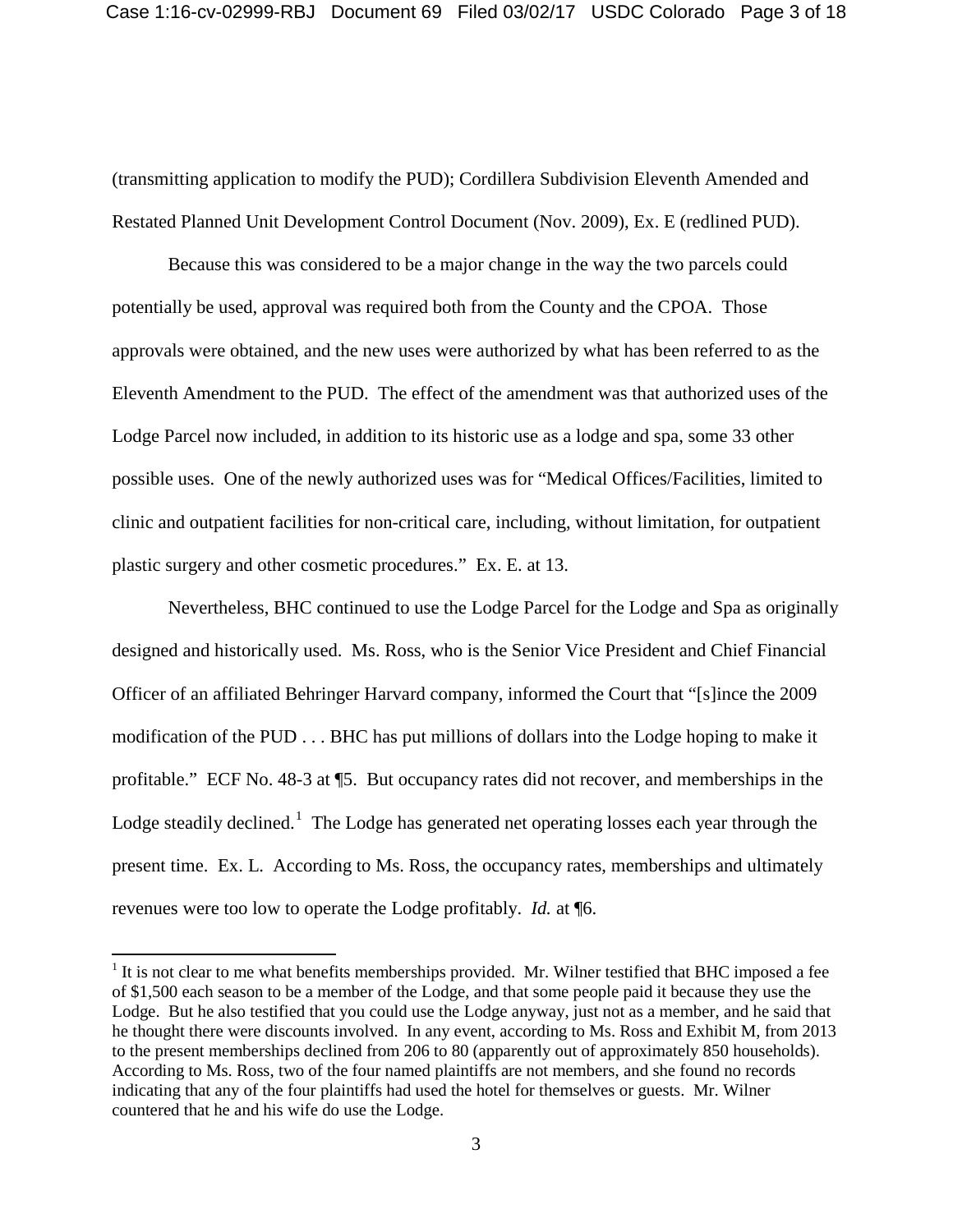(transmitting application to modify the PUD); Cordillera Subdivision Eleventh Amended and Restated Planned Unit Development Control Document (Nov. 2009), Ex. E (redlined PUD).

Because this was considered to be a major change in the way the two parcels could potentially be used, approval was required both from the County and the CPOA. Those approvals were obtained, and the new uses were authorized by what has been referred to as the Eleventh Amendment to the PUD. The effect of the amendment was that authorized uses of the Lodge Parcel now included, in addition to its historic use as a lodge and spa, some 33 other possible uses. One of the newly authorized uses was for "Medical Offices/Facilities, limited to clinic and outpatient facilities for non-critical care, including, without limitation, for outpatient plastic surgery and other cosmetic procedures." Ex. E. at 13.

Nevertheless, BHC continued to use the Lodge Parcel for the Lodge and Spa as originally designed and historically used. Ms. Ross, who is the Senior Vice President and Chief Financial Officer of an affiliated Behringer Harvard company, informed the Court that "[s]ince the 2009 modification of the PUD . . . BHC has put millions of dollars into the Lodge hoping to make it profitable." ECF No. 48-3 at ¶5. But occupancy rates did not recover, and memberships in the Lodge steadily declined.[1] The Lodge has generated net operating losses each year through the present time. Ex. L. According to Ms. Ross, the occupancy rates, memberships and ultimately revenues were too low to operate the Lodge profitably. *Id.* at ¶6.

---

[1] It is not clear to me what benefits memberships provided. Mr. Wilner testified that BHC imposed a fee of $1,500 each season to be a member of the Lodge, and that some people paid it because they use the Lodge. But he also testified that you could use the Lodge anyway, just not as a member, and he said that he thought there were discounts involved. In any event, according to Ms. Ross and Exhibit M, from 2013 to the present memberships declined from 206 to 80 (apparently out of approximately 850 households). According to Ms. Ross, two of the four named plaintiffs are not members, and she found no records indicating that any of the four plaintiffs had used the hotel for themselves or guests. Mr. Wilner countered that he and his wife do use the Lodge.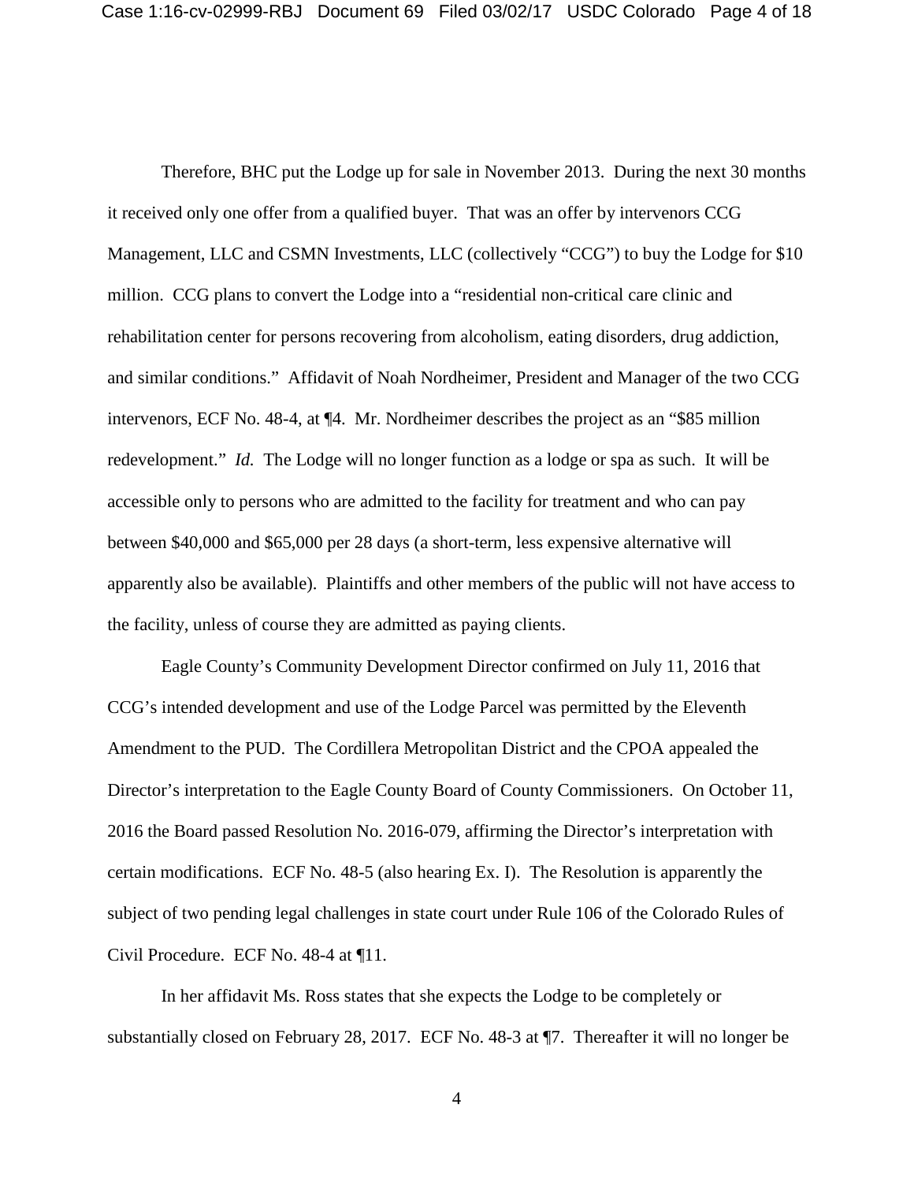Therefore, BHC put the Lodge up for sale in November 2013. During the next 30 months it received only one offer from a qualified buyer. That was an offer by intervenors CCG Management, LLC and CSMN Investments, LLC (collectively "CCG") to buy the Lodge for $10 million. CCG plans to convert the Lodge into a "residential non-critical care clinic and rehabilitation center for persons recovering from alcoholism, eating disorders, drug addiction, and similar conditions." Affidavit of Noah Nordheimer, President and Manager of the two CCG intervenors, ECF No. 48-4, at ¶4. Mr. Nordheimer describes the project as an "$85 million redevelopment." *Id.* The Lodge will no longer function as a lodge or spa as such. It will be accessible only to persons who are admitted to the facility for treatment and who can pay between $40,000 and $65,000 per 28 days (a short-term, less expensive alternative will apparently also be available). Plaintiffs and other members of the public will not have access to the facility, unless of course they are admitted as paying clients.

Eagle County's Community Development Director confirmed on July 11, 2016 that CCG's intended development and use of the Lodge Parcel was permitted by the Eleventh Amendment to the PUD. The Cordillera Metropolitan District and the CPOA appealed the Director's interpretation to the Eagle County Board of County Commissioners. On October 11, 2016 the Board passed Resolution No. 2016-079, affirming the Director's interpretation with certain modifications. ECF No. 48-5 (also hearing Ex. I). The Resolution is apparently the subject of two pending legal challenges in state court under Rule 106 of the Colorado Rules of Civil Procedure. ECF No. 48-4 at ¶11.

In her affidavit Ms. Ross states that she expects the Lodge to be completely or substantially closed on February 28, 2017. ECF No. 48-3 at ¶7. Thereafter it will no longer be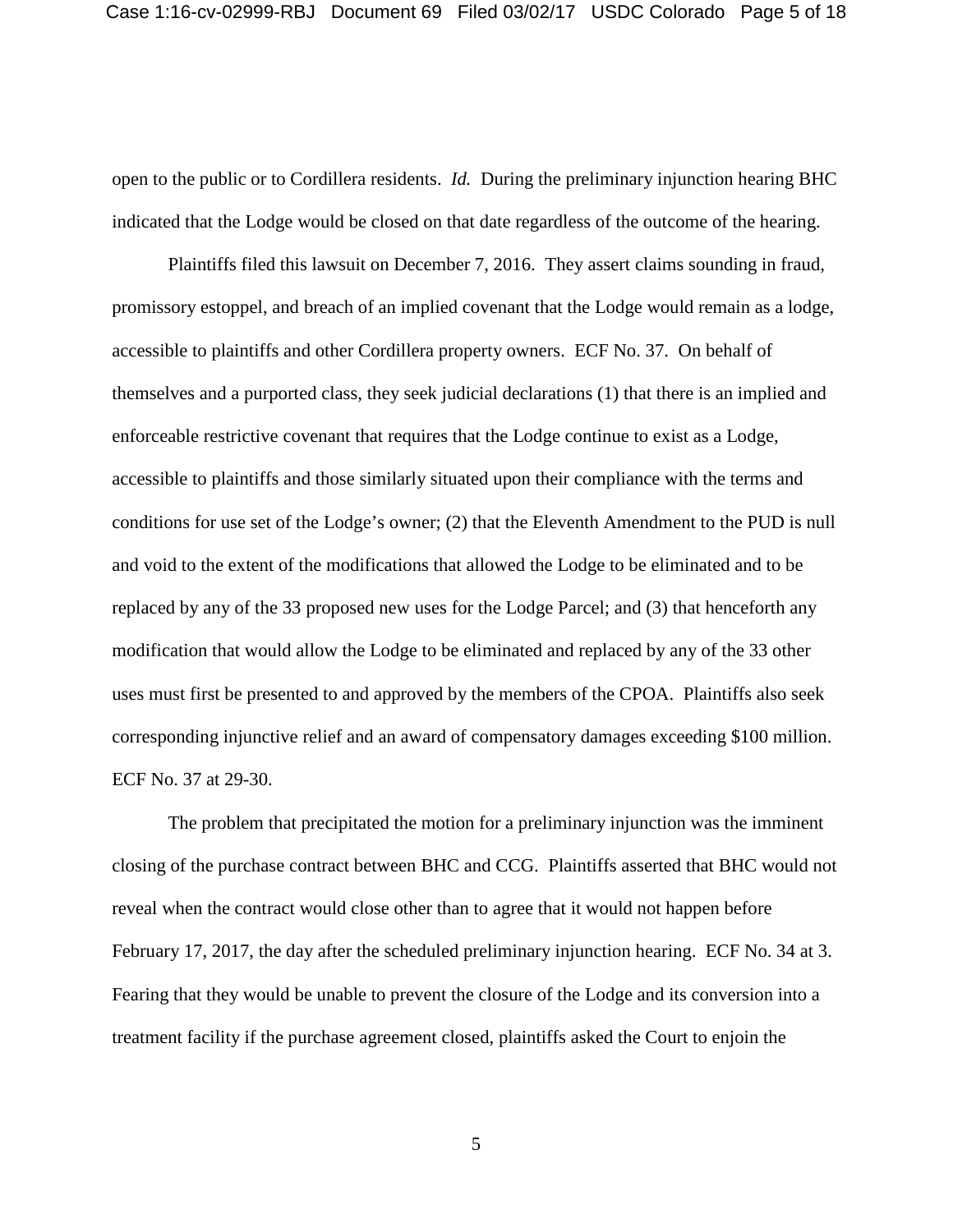open to the public or to Cordillera residents. *Id.* During the preliminary injunction hearing BHC indicated that the Lodge would be closed on that date regardless of the outcome of the hearing.

Plaintiffs filed this lawsuit on December 7, 2016. They assert claims sounding in fraud, promissory estoppel, and breach of an implied covenant that the Lodge would remain as a lodge, accessible to plaintiffs and other Cordillera property owners. ECF No. 37. On behalf of themselves and a purported class, they seek judicial declarations (1) that there is an implied and enforceable restrictive covenant that requires that the Lodge continue to exist as a Lodge, accessible to plaintiffs and those similarly situated upon their compliance with the terms and conditions for use set of the Lodge's owner; (2) that the Eleventh Amendment to the PUD is null and void to the extent of the modifications that allowed the Lodge to be eliminated and to be replaced by any of the 33 proposed new uses for the Lodge Parcel; and (3) that henceforth any modification that would allow the Lodge to be eliminated and replaced by any of the 33 other uses must first be presented to and approved by the members of the CPOA. Plaintiffs also seek corresponding injunctive relief and an award of compensatory damages exceeding $100 million. ECF No. 37 at 29-30.

The problem that precipitated the motion for a preliminary injunction was the imminent closing of the purchase contract between BHC and CCG. Plaintiffs asserted that BHC would not reveal when the contract would close other than to agree that it would not happen before February 17, 2017, the day after the scheduled preliminary injunction hearing. ECF No. 34 at 3. Fearing that they would be unable to prevent the closure of the Lodge and its conversion into a treatment facility if the purchase agreement closed, plaintiffs asked the Court to enjoin the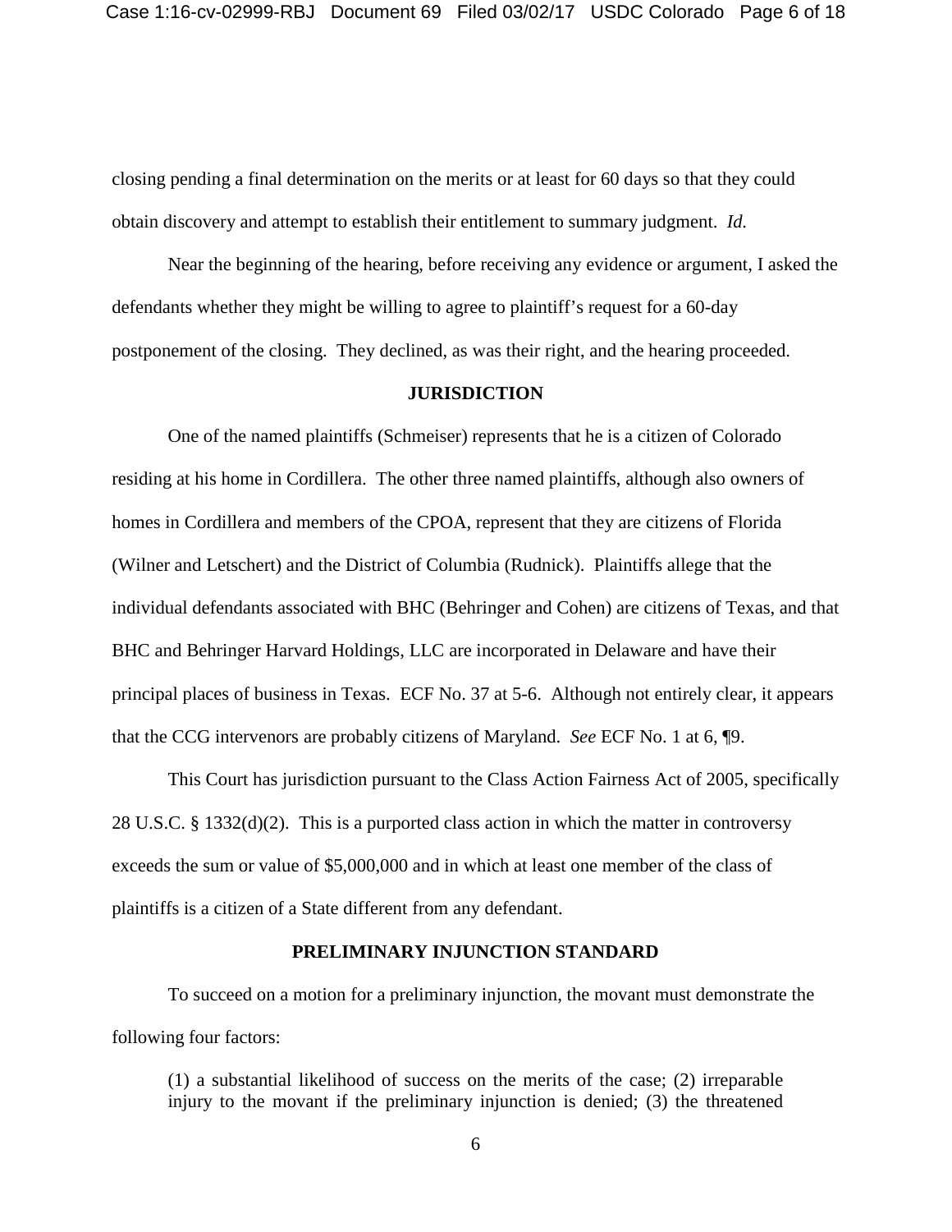closing pending a final determination on the merits or at least for 60 days so that they could obtain discovery and attempt to establish their entitlement to summary judgment. *Id.*

Near the beginning of the hearing, before receiving any evidence or argument, I asked the defendants whether they might be willing to agree to plaintiff's request for a 60-day postponement of the closing. They declined, as was their right, and the hearing proceeded.

## JURISDICTION

One of the named plaintiffs (Schmeiser) represents that he is a citizen of Colorado residing at his home in Cordillera. The other three named plaintiffs, although also owners of homes in Cordillera and members of the CPOA, represent that they are citizens of Florida (Wilner and Letschert) and the District of Columbia (Rudnick). Plaintiffs allege that the individual defendants associated with BHC (Behringer and Cohen) are citizens of Texas, and that BHC and Behringer Harvard Holdings, LLC are incorporated in Delaware and have their principal places of business in Texas. ECF No. 37 at 5-6. Although not entirely clear, it appears that the CCG intervenors are probably citizens of Maryland. *See* ECF No. 1 at 6, ¶9.

This Court has jurisdiction pursuant to the Class Action Fairness Act of 2005, specifically 28 U.S.C. § 1332(d)(2). This is a purported class action in which the matter in controversy exceeds the sum or value of $5,000,000 and in which at least one member of the class of plaintiffs is a citizen of a State different from any defendant.

## PRELIMINARY INJUNCTION STANDARD

To succeed on a motion for a preliminary injunction, the movant must demonstrate the following four factors:

> (1) a substantial likelihood of success on the merits of the case; (2) irreparable injury to the movant if the preliminary injunction is denied; (3) the threatened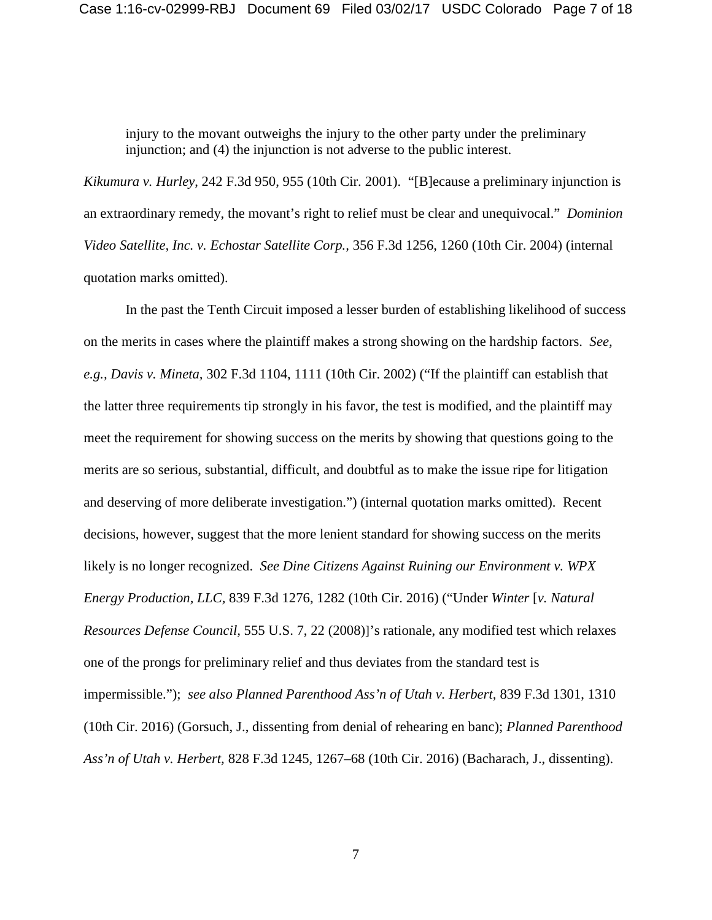> injury to the movant outweighs the injury to the other party under the preliminary injunction; and (4) the injunction is not adverse to the public interest.

*Kikumura v. Hurley*, 242 F.3d 950, 955 (10th Cir. 2001). "[B]ecause a preliminary injunction is an extraordinary remedy, the movant's right to relief must be clear and unequivocal." *Dominion Video Satellite, Inc. v. Echostar Satellite Corp.*, 356 F.3d 1256, 1260 (10th Cir. 2004) (internal quotation marks omitted).

In the past the Tenth Circuit imposed a lesser burden of establishing likelihood of success on the merits in cases where the plaintiff makes a strong showing on the hardship factors. *See, e.g., Davis v. Mineta*, 302 F.3d 1104, 1111 (10th Cir. 2002) ("If the plaintiff can establish that the latter three requirements tip strongly in his favor, the test is modified, and the plaintiff may meet the requirement for showing success on the merits by showing that questions going to the merits are so serious, substantial, difficult, and doubtful as to make the issue ripe for litigation and deserving of more deliberate investigation.") (internal quotation marks omitted). Recent decisions, however, suggest that the more lenient standard for showing success on the merits likely is no longer recognized. *See Dine Citizens Against Ruining our Environment v. WPX Energy Production, LLC*, 839 F.3d 1276, 1282 (10th Cir. 2016) ("Under *Winter* [*v. Natural Resources Defense Council*, 555 U.S. 7, 22 (2008)]'s rationale, any modified test which relaxes one of the prongs for preliminary relief and thus deviates from the standard test is impermissible."); *see also Planned Parenthood Ass'n of Utah v. Herbert*, 839 F.3d 1301, 1310 (10th Cir. 2016) (Gorsuch, J., dissenting from denial of rehearing en banc); *Planned Parenthood Ass'n of Utah v. Herbert*, 828 F.3d 1245, 1267–68 (10th Cir. 2016) (Bacharach, J., dissenting).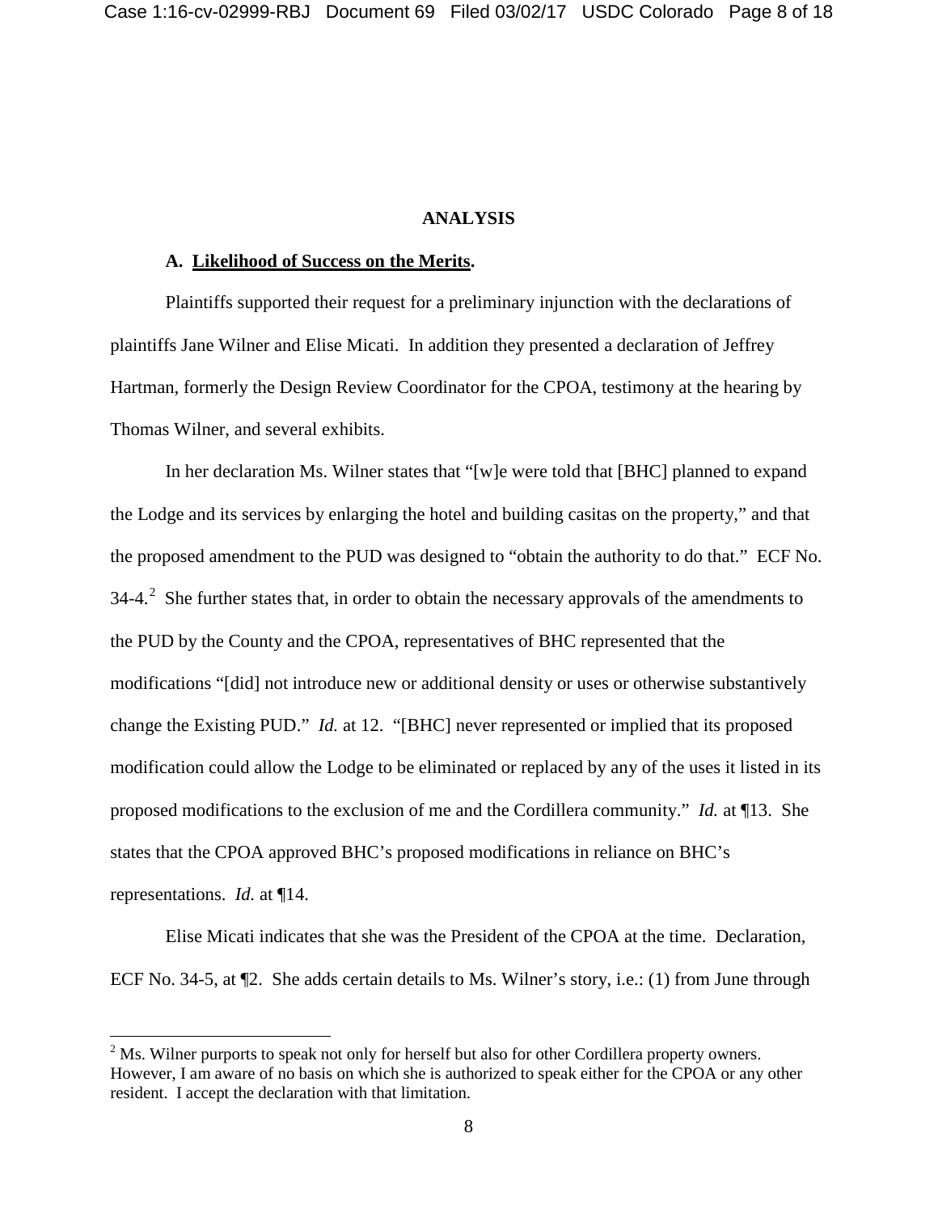## ANALYSIS

### A. <u>Likelihood of Success on the Merits</u>.

Plaintiffs supported their request for a preliminary injunction with the declarations of plaintiffs Jane Wilner and Elise Micati. In addition they presented a declaration of Jeffrey Hartman, formerly the Design Review Coordinator for the CPOA, testimony at the hearing by Thomas Wilner, and several exhibits.

In her declaration Ms. Wilner states that "[w]e were told that [BHC] planned to expand the Lodge and its services by enlarging the hotel and building casitas on the property," and that the proposed amendment to the PUD was designed to "obtain the authority to do that." ECF No. 34-4.[2] She further states that, in order to obtain the necessary approvals of the amendments to the PUD by the County and the CPOA, representatives of BHC represented that the modifications "[did] not introduce new or additional density or uses or otherwise substantively change the Existing PUD." *Id.* at 12. "[BHC] never represented or implied that its proposed modification could allow the Lodge to be eliminated or replaced by any of the uses it listed in its proposed modifications to the exclusion of me and the Cordillera community." *Id.* at ¶13. She states that the CPOA approved BHC's proposed modifications in reliance on BHC's representations. *Id.* at ¶14.

Elise Micati indicates that she was the President of the CPOA at the time. Declaration, ECF No. 34-5, at ¶2. She adds certain details to Ms. Wilner's story, i.e.: (1) from June through

[2] Ms. Wilner purports to speak not only for herself but also for other Cordillera property owners. However, I am aware of no basis on which she is authorized to speak either for the CPOA or any other resident. I accept the declaration with that limitation.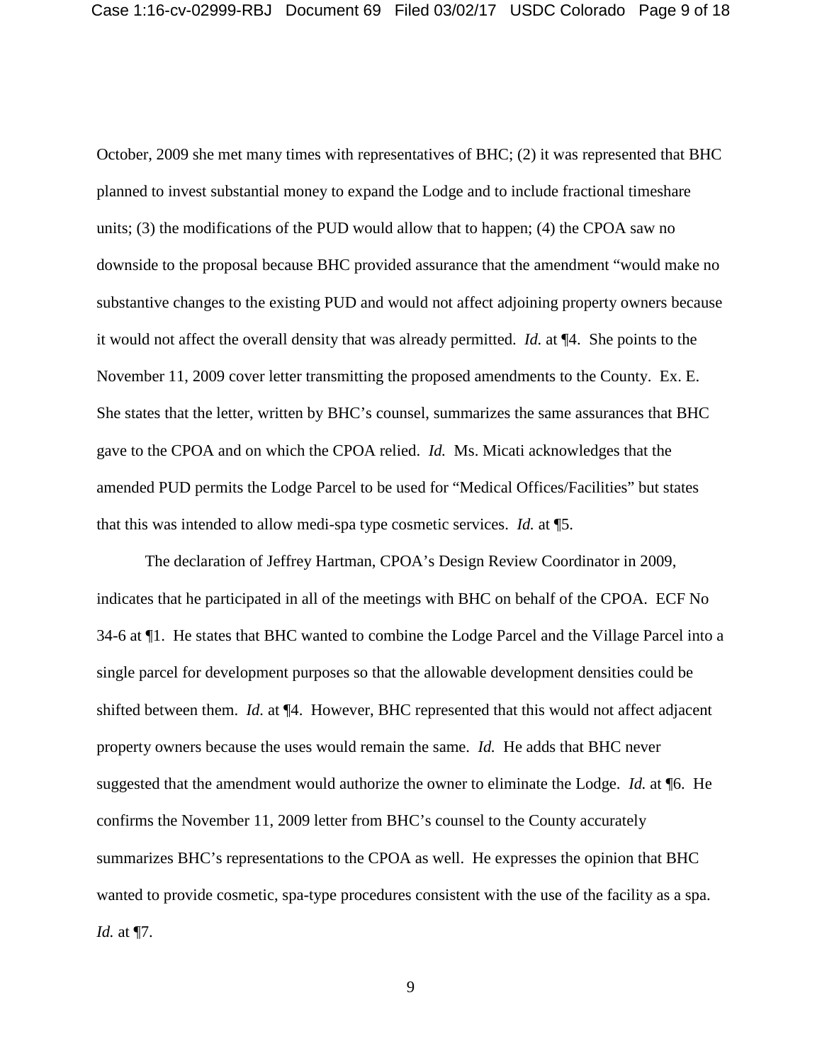October, 2009 she met many times with representatives of BHC; (2) it was represented that BHC planned to invest substantial money to expand the Lodge and to include fractional timeshare units; (3) the modifications of the PUD would allow that to happen; (4) the CPOA saw no downside to the proposal because BHC provided assurance that the amendment "would make no substantive changes to the existing PUD and would not affect adjoining property owners because it would not affect the overall density that was already permitted. *Id.* at ¶4. She points to the November 11, 2009 cover letter transmitting the proposed amendments to the County. Ex. E. She states that the letter, written by BHC's counsel, summarizes the same assurances that BHC gave to the CPOA and on which the CPOA relied. *Id.* Ms. Micati acknowledges that the amended PUD permits the Lodge Parcel to be used for "Medical Offices/Facilities" but states that this was intended to allow medi-spa type cosmetic services. *Id.* at ¶5.

The declaration of Jeffrey Hartman, CPOA's Design Review Coordinator in 2009, indicates that he participated in all of the meetings with BHC on behalf of the CPOA. ECF No 34-6 at ¶1. He states that BHC wanted to combine the Lodge Parcel and the Village Parcel into a single parcel for development purposes so that the allowable development densities could be shifted between them. *Id.* at ¶4. However, BHC represented that this would not affect adjacent property owners because the uses would remain the same. *Id.* He adds that BHC never suggested that the amendment would authorize the owner to eliminate the Lodge. *Id.* at ¶6. He confirms the November 11, 2009 letter from BHC's counsel to the County accurately summarizes BHC's representations to the CPOA as well. He expresses the opinion that BHC wanted to provide cosmetic, spa-type procedures consistent with the use of the facility as a spa. *Id.* at ¶7.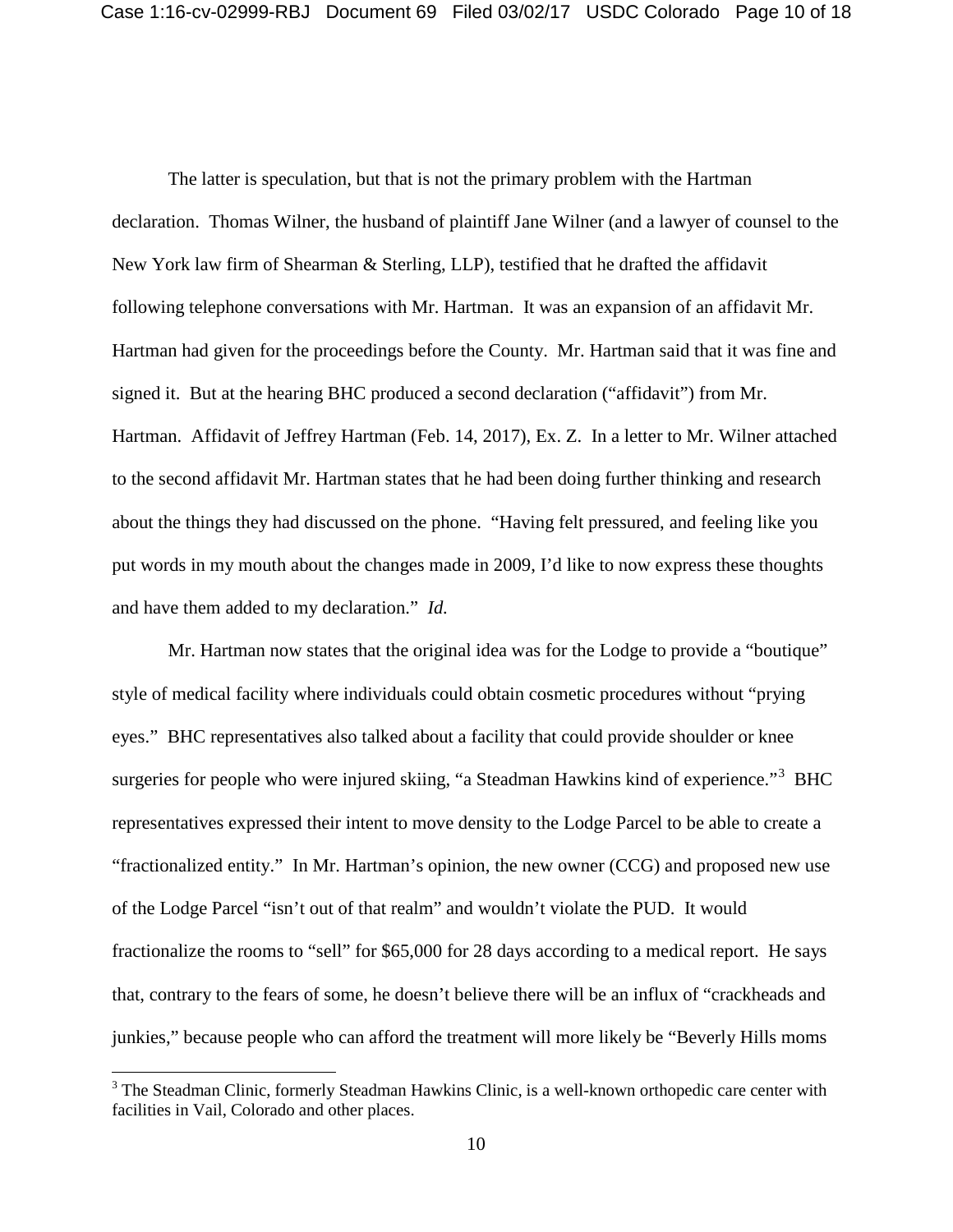The latter is speculation, but that is not the primary problem with the Hartman declaration. Thomas Wilner, the husband of plaintiff Jane Wilner (and a lawyer of counsel to the New York law firm of Shearman & Sterling, LLP), testified that he drafted the affidavit following telephone conversations with Mr. Hartman. It was an expansion of an affidavit Mr. Hartman had given for the proceedings before the County. Mr. Hartman said that it was fine and signed it. But at the hearing BHC produced a second declaration ("affidavit") from Mr. Hartman. Affidavit of Jeffrey Hartman (Feb. 14, 2017), Ex. Z. In a letter to Mr. Wilner attached to the second affidavit Mr. Hartman states that he had been doing further thinking and research about the things they had discussed on the phone. "Having felt pressured, and feeling like you put words in my mouth about the changes made in 2009, I'd like to now express these thoughts and have them added to my declaration." *Id.*

Mr. Hartman now states that the original idea was for the Lodge to provide a "boutique" style of medical facility where individuals could obtain cosmetic procedures without "prying eyes." BHC representatives also talked about a facility that could provide shoulder or knee surgeries for people who were injured skiing, "a Steadman Hawkins kind of experience."[3] BHC representatives expressed their intent to move density to the Lodge Parcel to be able to create a "fractionalized entity." In Mr. Hartman's opinion, the new owner (CCG) and proposed new use of the Lodge Parcel "isn't out of that realm" and wouldn't violate the PUD. It would fractionalize the rooms to "sell" for $65,000 for 28 days according to a medical report. He says that, contrary to the fears of some, he doesn't believe there will be an influx of "crackheads and junkies," because people who can afford the treatment will more likely be "Beverly Hills moms

[3] The Steadman Clinic, formerly Steadman Hawkins Clinic, is a well-known orthopedic care center with facilities in Vail, Colorado and other places.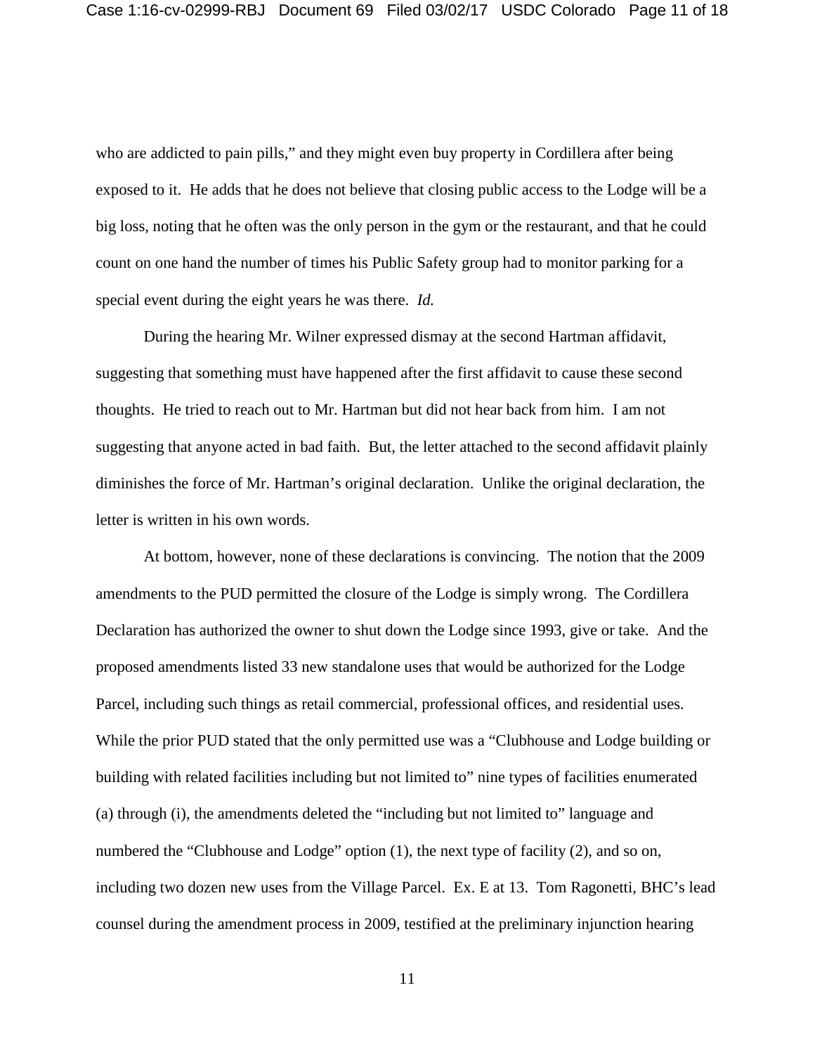who are addicted to pain pills," and they might even buy property in Cordillera after being exposed to it. He adds that he does not believe that closing public access to the Lodge will be a big loss, noting that he often was the only person in the gym or the restaurant, and that he could count on one hand the number of times his Public Safety group had to monitor parking for a special event during the eight years he was there. *Id.*

During the hearing Mr. Wilner expressed dismay at the second Hartman affidavit, suggesting that something must have happened after the first affidavit to cause these second thoughts. He tried to reach out to Mr. Hartman but did not hear back from him. I am not suggesting that anyone acted in bad faith. But, the letter attached to the second affidavit plainly diminishes the force of Mr. Hartman's original declaration. Unlike the original declaration, the letter is written in his own words.

At bottom, however, none of these declarations is convincing. The notion that the 2009 amendments to the PUD permitted the closure of the Lodge is simply wrong. The Cordillera Declaration has authorized the owner to shut down the Lodge since 1993, give or take. And the proposed amendments listed 33 new standalone uses that would be authorized for the Lodge Parcel, including such things as retail commercial, professional offices, and residential uses. While the prior PUD stated that the only permitted use was a "Clubhouse and Lodge building or building with related facilities including but not limited to" nine types of facilities enumerated (a) through (i), the amendments deleted the "including but not limited to" language and numbered the "Clubhouse and Lodge" option (1), the next type of facility (2), and so on, including two dozen new uses from the Village Parcel. Ex. E at 13. Tom Ragonetti, BHC's lead counsel during the amendment process in 2009, testified at the preliminary injunction hearing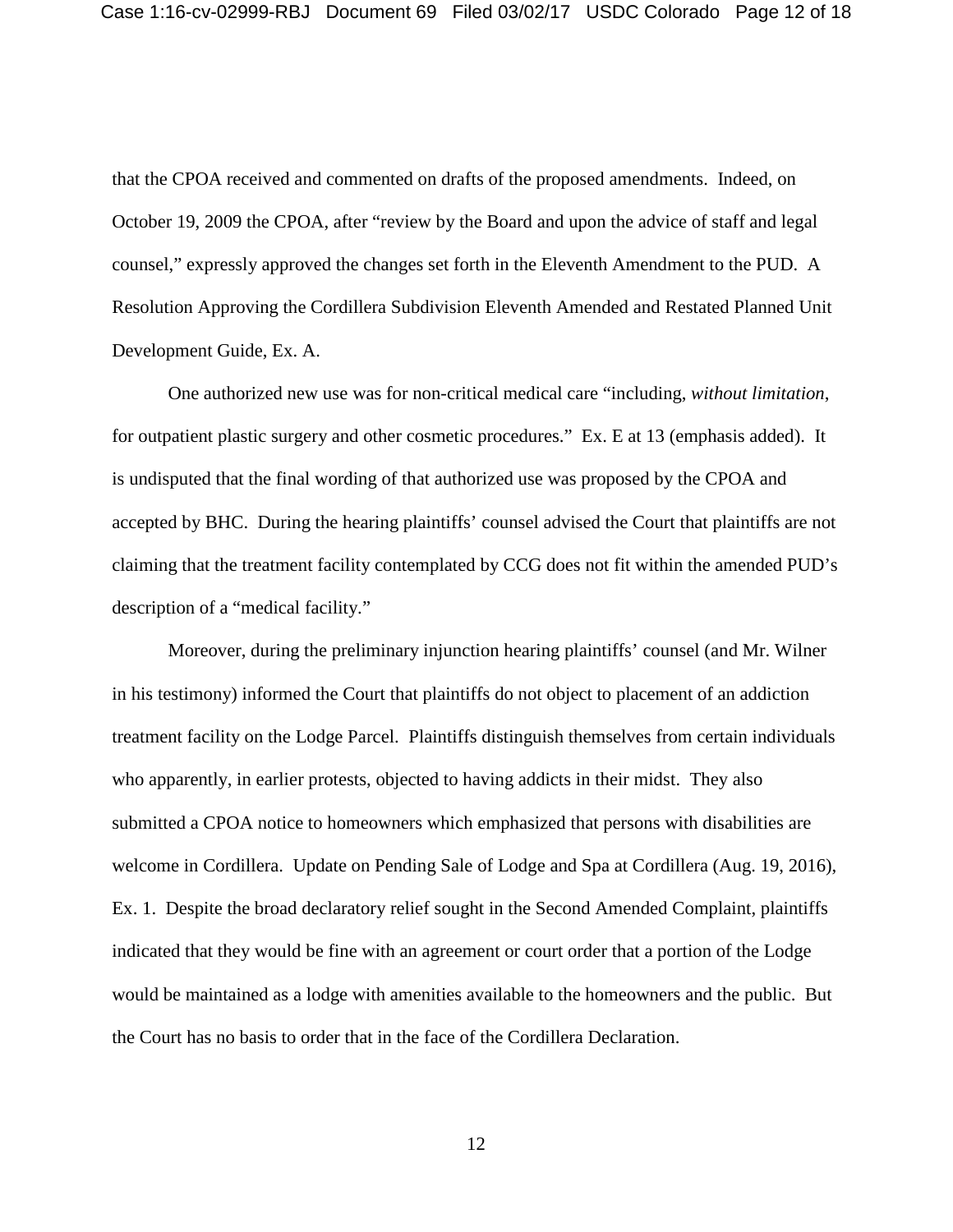that the CPOA received and commented on drafts of the proposed amendments. Indeed, on October 19, 2009 the CPOA, after "review by the Board and upon the advice of staff and legal counsel," expressly approved the changes set forth in the Eleventh Amendment to the PUD. A Resolution Approving the Cordillera Subdivision Eleventh Amended and Restated Planned Unit Development Guide, Ex. A.

One authorized new use was for non-critical medical care "including, *without limitation*, for outpatient plastic surgery and other cosmetic procedures." Ex. E at 13 (emphasis added). It is undisputed that the final wording of that authorized use was proposed by the CPOA and accepted by BHC. During the hearing plaintiffs' counsel advised the Court that plaintiffs are not claiming that the treatment facility contemplated by CCG does not fit within the amended PUD's description of a "medical facility."

Moreover, during the preliminary injunction hearing plaintiffs' counsel (and Mr. Wilner in his testimony) informed the Court that plaintiffs do not object to placement of an addiction treatment facility on the Lodge Parcel. Plaintiffs distinguish themselves from certain individuals who apparently, in earlier protests, objected to having addicts in their midst. They also submitted a CPOA notice to homeowners which emphasized that persons with disabilities are welcome in Cordillera. Update on Pending Sale of Lodge and Spa at Cordillera (Aug. 19, 2016), Ex. 1. Despite the broad declaratory relief sought in the Second Amended Complaint, plaintiffs indicated that they would be fine with an agreement or court order that a portion of the Lodge would be maintained as a lodge with amenities available to the homeowners and the public. But the Court has no basis to order that in the face of the Cordillera Declaration.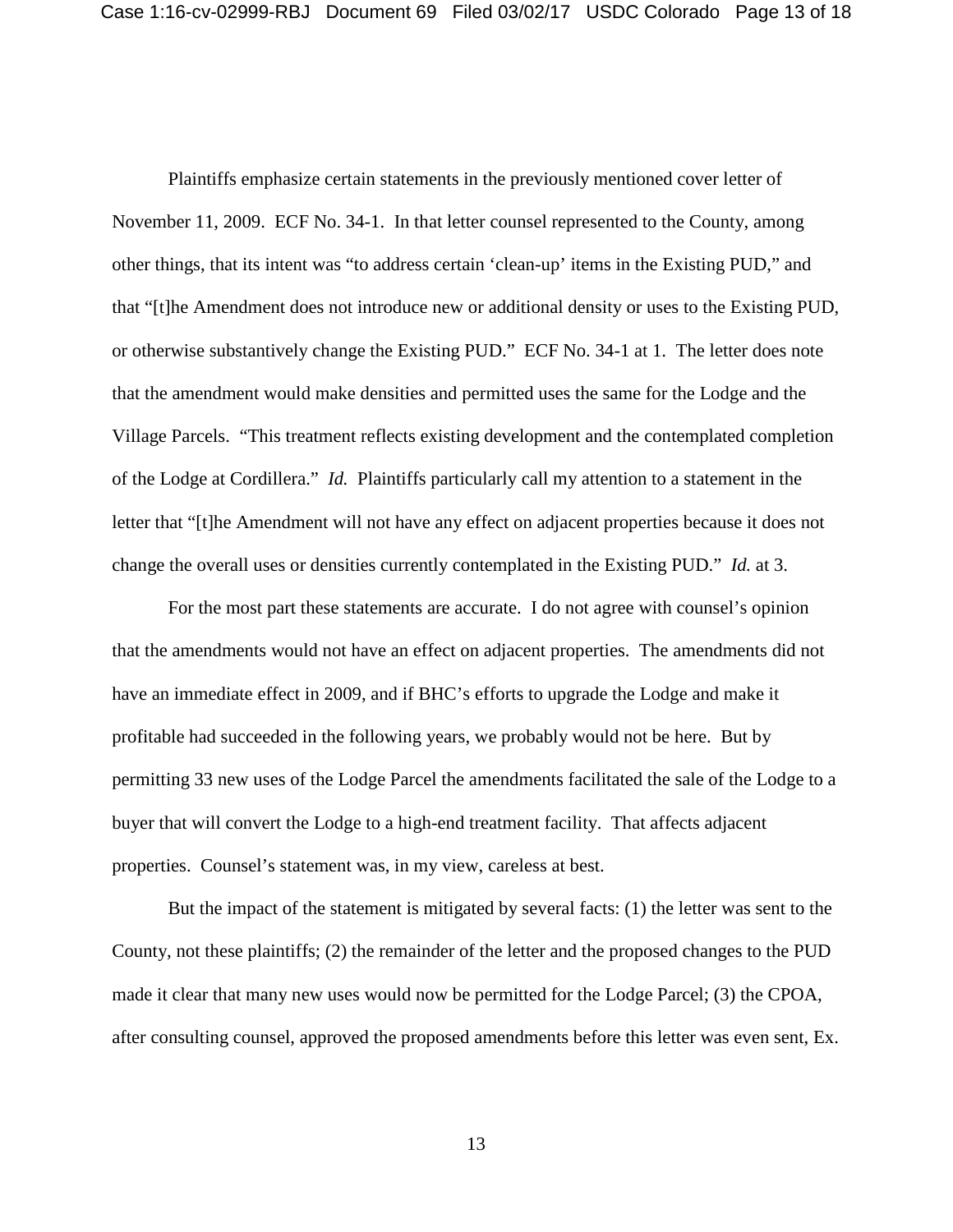Plaintiffs emphasize certain statements in the previously mentioned cover letter of November 11, 2009. ECF No. 34-1. In that letter counsel represented to the County, among other things, that its intent was "to address certain 'clean-up' items in the Existing PUD," and that "[t]he Amendment does not introduce new or additional density or uses to the Existing PUD, or otherwise substantively change the Existing PUD." ECF No. 34-1 at 1. The letter does note that the amendment would make densities and permitted uses the same for the Lodge and the Village Parcels. "This treatment reflects existing development and the contemplated completion of the Lodge at Cordillera." *Id.* Plaintiffs particularly call my attention to a statement in the letter that "[t]he Amendment will not have any effect on adjacent properties because it does not change the overall uses or densities currently contemplated in the Existing PUD." *Id.* at 3.

For the most part these statements are accurate. I do not agree with counsel's opinion that the amendments would not have an effect on adjacent properties. The amendments did not have an immediate effect in 2009, and if BHC's efforts to upgrade the Lodge and make it profitable had succeeded in the following years, we probably would not be here. But by permitting 33 new uses of the Lodge Parcel the amendments facilitated the sale of the Lodge to a buyer that will convert the Lodge to a high-end treatment facility. That affects adjacent properties. Counsel's statement was, in my view, careless at best.

But the impact of the statement is mitigated by several facts: (1) the letter was sent to the County, not these plaintiffs; (2) the remainder of the letter and the proposed changes to the PUD made it clear that many new uses would now be permitted for the Lodge Parcel; (3) the CPOA, after consulting counsel, approved the proposed amendments before this letter was even sent, Ex.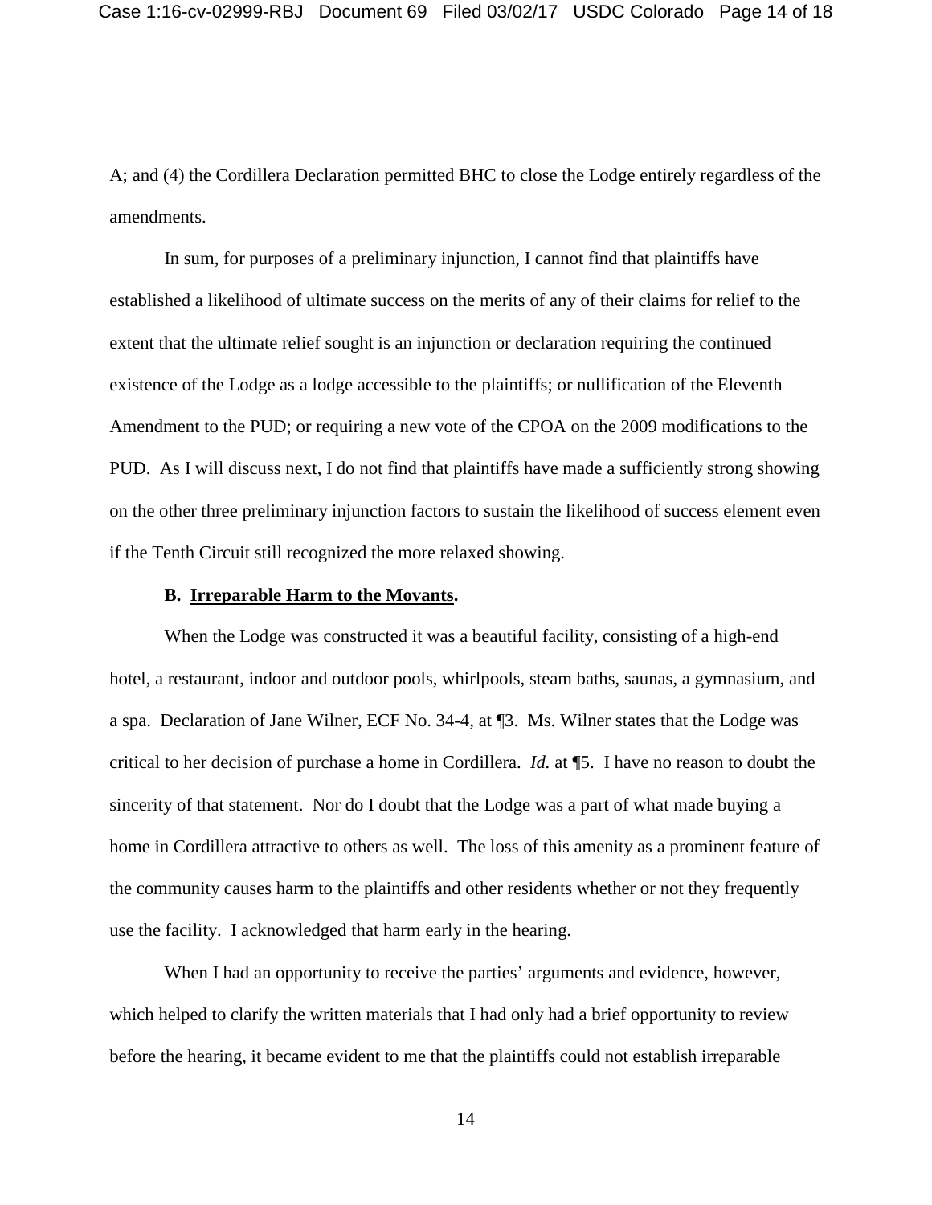A; and (4) the Cordillera Declaration permitted BHC to close the Lodge entirely regardless of the amendments.

In sum, for purposes of a preliminary injunction, I cannot find that plaintiffs have established a likelihood of ultimate success on the merits of any of their claims for relief to the extent that the ultimate relief sought is an injunction or declaration requiring the continued existence of the Lodge as a lodge accessible to the plaintiffs; or nullification of the Eleventh Amendment to the PUD; or requiring a new vote of the CPOA on the 2009 modifications to the PUD. As I will discuss next, I do not find that plaintiffs have made a sufficiently strong showing on the other three preliminary injunction factors to sustain the likelihood of success element even if the Tenth Circuit still recognized the more relaxed showing.

**B. <u>Irreparable Harm to the Movants</u>.**

When the Lodge was constructed it was a beautiful facility, consisting of a high-end hotel, a restaurant, indoor and outdoor pools, whirlpools, steam baths, saunas, a gymnasium, and a spa. Declaration of Jane Wilner, ECF No. 34-4, at ¶3. Ms. Wilner states that the Lodge was critical to her decision of purchase a home in Cordillera. *Id.* at ¶5. I have no reason to doubt the sincerity of that statement. Nor do I doubt that the Lodge was a part of what made buying a home in Cordillera attractive to others as well. The loss of this amenity as a prominent feature of the community causes harm to the plaintiffs and other residents whether or not they frequently use the facility. I acknowledged that harm early in the hearing.

When I had an opportunity to receive the parties' arguments and evidence, however, which helped to clarify the written materials that I had only had a brief opportunity to review before the hearing, it became evident to me that the plaintiffs could not establish irreparable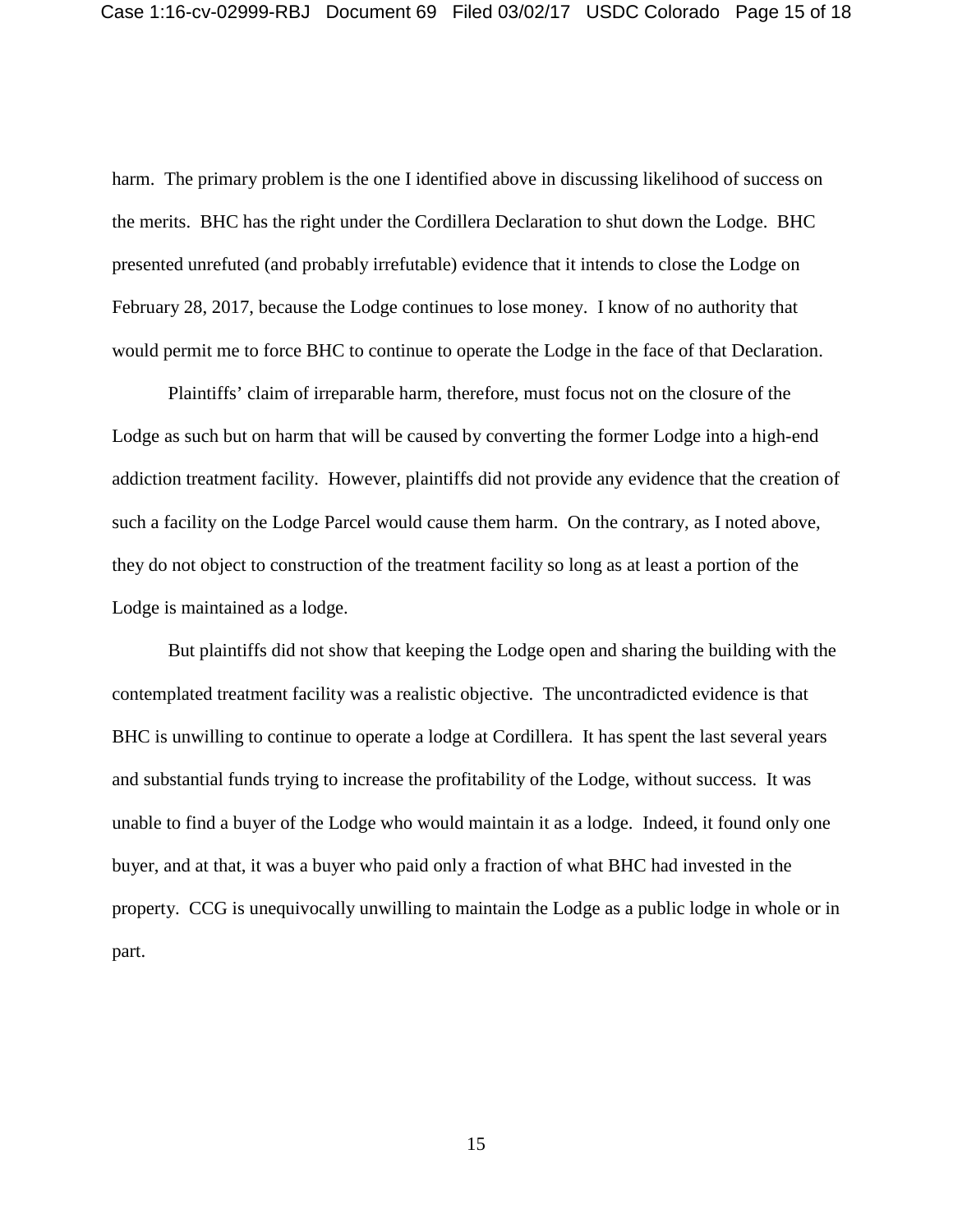harm. The primary problem is the one I identified above in discussing likelihood of success on the merits. BHC has the right under the Cordillera Declaration to shut down the Lodge. BHC presented unrefuted (and probably irrefutable) evidence that it intends to close the Lodge on February 28, 2017, because the Lodge continues to lose money. I know of no authority that would permit me to force BHC to continue to operate the Lodge in the face of that Declaration.

Plaintiffs' claim of irreparable harm, therefore, must focus not on the closure of the Lodge as such but on harm that will be caused by converting the former Lodge into a high-end addiction treatment facility. However, plaintiffs did not provide any evidence that the creation of such a facility on the Lodge Parcel would cause them harm. On the contrary, as I noted above, they do not object to construction of the treatment facility so long as at least a portion of the Lodge is maintained as a lodge.

But plaintiffs did not show that keeping the Lodge open and sharing the building with the contemplated treatment facility was a realistic objective. The uncontradicted evidence is that BHC is unwilling to continue to operate a lodge at Cordillera. It has spent the last several years and substantial funds trying to increase the profitability of the Lodge, without success. It was unable to find a buyer of the Lodge who would maintain it as a lodge. Indeed, it found only one buyer, and at that, it was a buyer who paid only a fraction of what BHC had invested in the property. CCG is unequivocally unwilling to maintain the Lodge as a public lodge in whole or in part.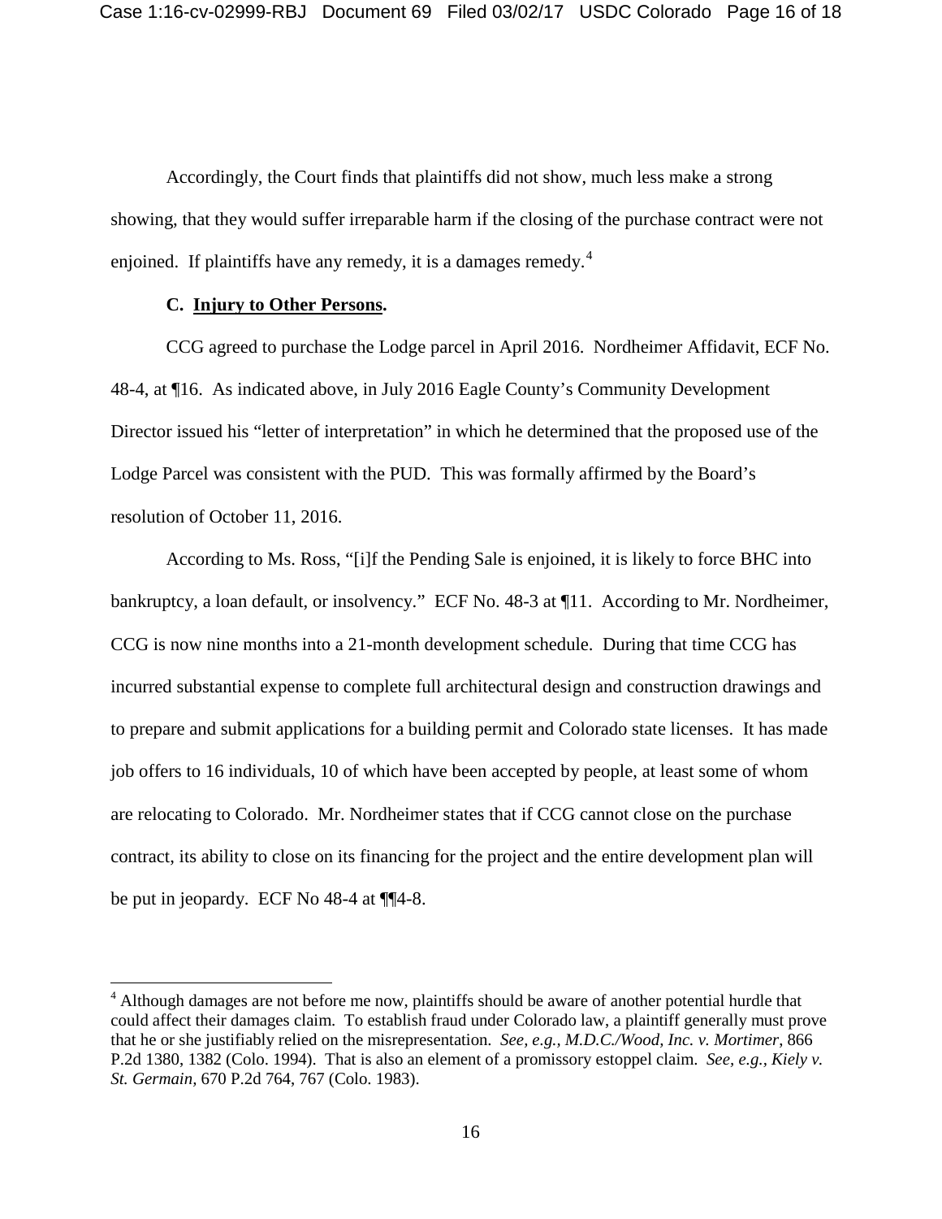Accordingly, the Court finds that plaintiffs did not show, much less make a strong showing, that they would suffer irreparable harm if the closing of the purchase contract were not enjoined. If plaintiffs have any remedy, it is a damages remedy.[4]

**C. Injury to Other Persons.**

CCG agreed to purchase the Lodge parcel in April 2016. Nordheimer Affidavit, ECF No. 48-4, at ¶16. As indicated above, in July 2016 Eagle County's Community Development Director issued his "letter of interpretation" in which he determined that the proposed use of the Lodge Parcel was consistent with the PUD. This was formally affirmed by the Board's resolution of October 11, 2016.

According to Ms. Ross, "[i]f the Pending Sale is enjoined, it is likely to force BHC into bankruptcy, a loan default, or insolvency." ECF No. 48-3 at ¶11. According to Mr. Nordheimer, CCG is now nine months into a 21-month development schedule. During that time CCG has incurred substantial expense to complete full architectural design and construction drawings and to prepare and submit applications for a building permit and Colorado state licenses. It has made job offers to 16 individuals, 10 of which have been accepted by people, at least some of whom are relocating to Colorado. Mr. Nordheimer states that if CCG cannot close on the purchase contract, its ability to close on its financing for the project and the entire development plan will be put in jeopardy. ECF No 48-4 at ¶¶4-8.

[4] Although damages are not before me now, plaintiffs should be aware of another potential hurdle that could affect their damages claim. To establish fraud under Colorado law, a plaintiff generally must prove that he or she justifiably relied on the misrepresentation. *See, e.g., M.D.C./Wood, Inc. v. Mortimer*, 866 P.2d 1380, 1382 (Colo. 1994). That is also an element of a promissory estoppel claim. *See, e.g., Kiely v. St. Germain,* 670 P.2d 764, 767 (Colo. 1983).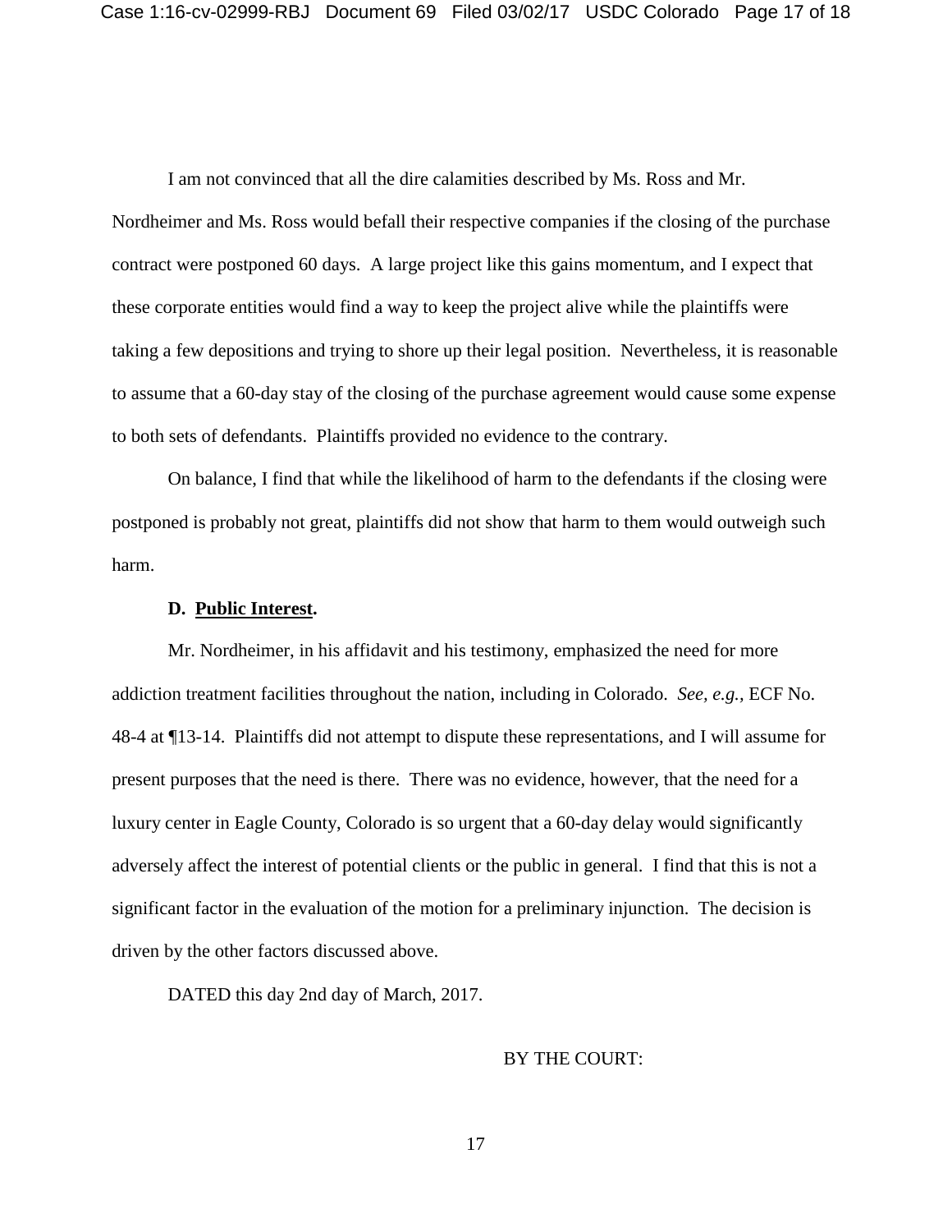I am not convinced that all the dire calamities described by Ms. Ross and Mr. Nordheimer and Ms. Ross would befall their respective companies if the closing of the purchase contract were postponed 60 days. A large project like this gains momentum, and I expect that these corporate entities would find a way to keep the project alive while the plaintiffs were taking a few depositions and trying to shore up their legal position. Nevertheless, it is reasonable to assume that a 60-day stay of the closing of the purchase agreement would cause some expense to both sets of defendants. Plaintiffs provided no evidence to the contrary.

On balance, I find that while the likelihood of harm to the defendants if the closing were postponed is probably not great, plaintiffs did not show that harm to them would outweigh such harm.

**D. <u>Public Interest</u>.**

Mr. Nordheimer, in his affidavit and his testimony, emphasized the need for more addiction treatment facilities throughout the nation, including in Colorado. *See, e.g.*, ECF No. 48-4 at ¶13-14. Plaintiffs did not attempt to dispute these representations, and I will assume for present purposes that the need is there. There was no evidence, however, that the need for a luxury center in Eagle County, Colorado is so urgent that a 60-day delay would significantly adversely affect the interest of potential clients or the public in general. I find that this is not a significant factor in the evaluation of the motion for a preliminary injunction. The decision is driven by the other factors discussed above.

DATED this day 2nd day of March, 2017.

BY THE COURT: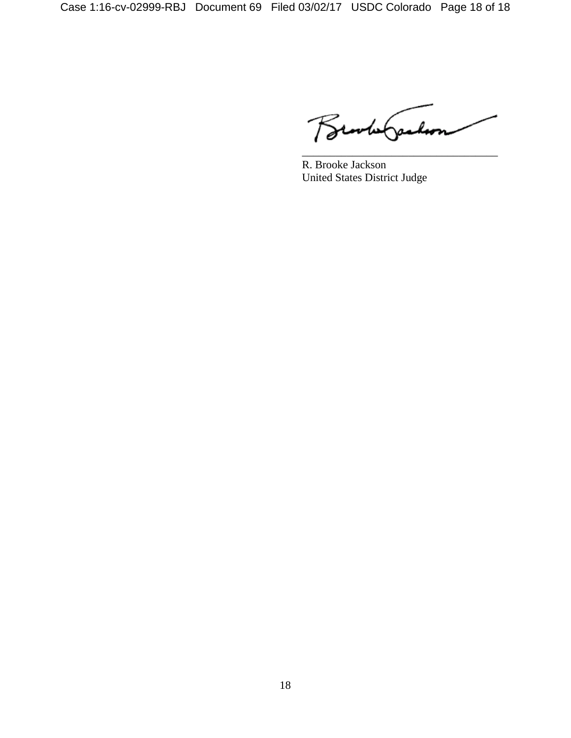\_\_\_\_\_\_\_\_\_\_\_\_\_\_\_\_\_\_\_\_\_\_\_\_\_\_\_\_\_\_\_\_\_\_\_\_

R. Brooke Jackson
United States District Judge